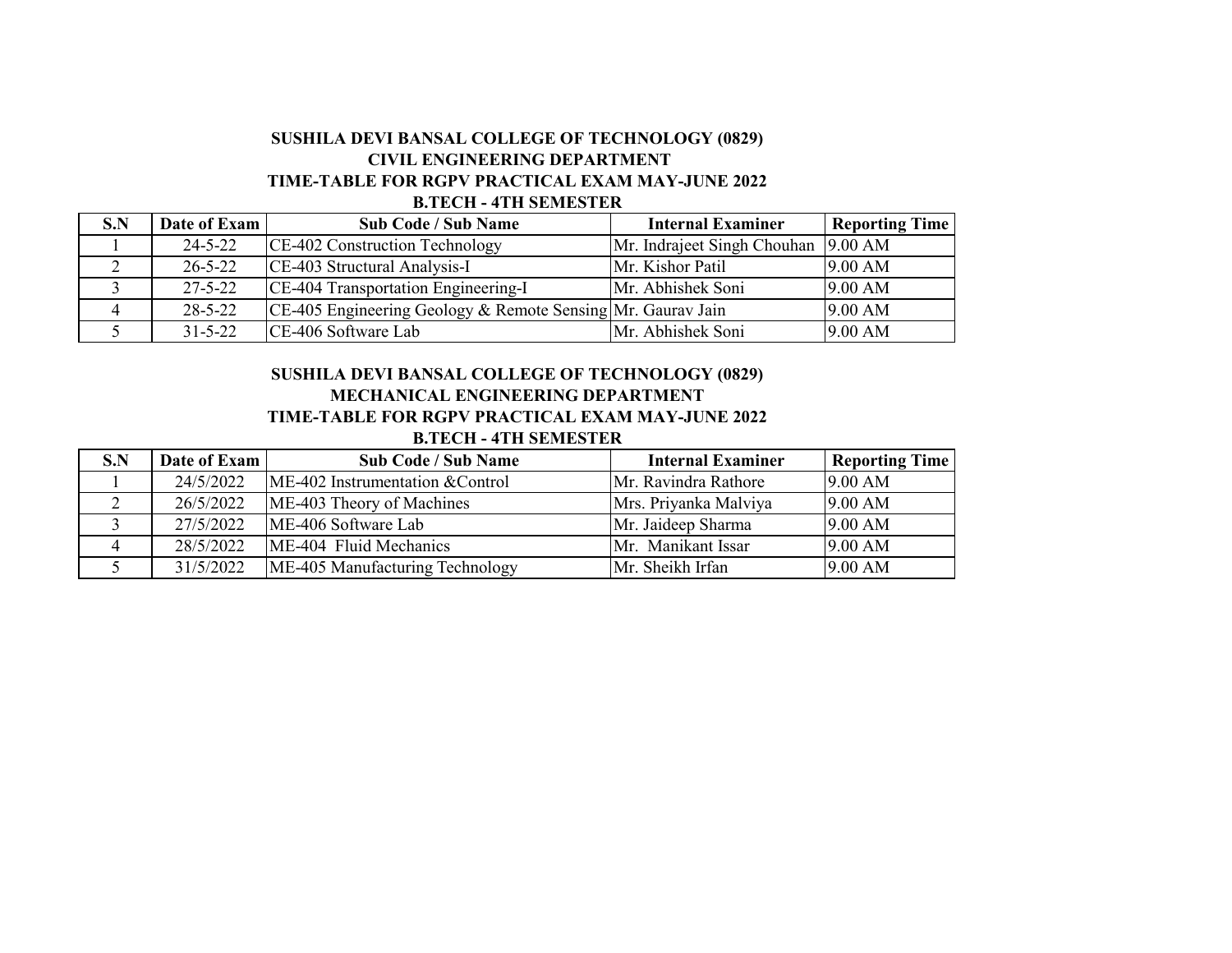**SUSHILA DEVI BANSAL COLLEGE OF TECHNOLOGY (0829)**
**CIVIL ENGINEERING DEPARTMENT**
**TIME-TABLE FOR RGPV PRACTICAL EXAM MAY-JUNE 2022**
**B.TECH - 4TH SEMESTER**

| S.N | Date of Exam | Sub Code / Sub Name | Internal Examiner | Reporting Time |
|---|---|---|---|---|
| 1 | 24-5-22 | CE-402 Construction Technology | Mr. Indrajeet Singh Chouhan | 9.00 AM |
| 2 | 26-5-22 | CE-403 Structural Analysis-I | Mr. Kishor Patil | 9.00 AM |
| 3 | 27-5-22 | CE-404 Transportation Engineering-I | Mr. Abhishek Soni | 9.00 AM |
| 4 | 28-5-22 | CE-405 Engineering Geology & Remote Sensing | Mr. Gaurav Jain | 9.00 AM |
| 5 | 31-5-22 | CE-406 Software Lab | Mr. Abhishek Soni | 9.00 AM |

**SUSHILA DEVI BANSAL COLLEGE OF TECHNOLOGY (0829)**
**MECHANICAL ENGINEERING DEPARTMENT**
**TIME-TABLE FOR RGPV PRACTICAL EXAM MAY-JUNE 2022**
**B.TECH - 4TH SEMESTER**

| S.N | Date of Exam | Sub Code / Sub Name | Internal Examiner | Reporting Time |
|---|---|---|---|---|
| 1 | 24/5/2022 | ME-402 Instrumentation &Control | Mr. Ravindra Rathore | 9.00 AM |
| 2 | 26/5/2022 | ME-403 Theory of Machines | Mrs. Priyanka Malviya | 9.00 AM |
| 3 | 27/5/2022 | ME-406 Software Lab | Mr. Jaideep Sharma | 9.00 AM |
| 4 | 28/5/2022 | ME-404 Fluid Mechanics | Mr. Manikant Issar | 9.00 AM |
| 5 | 31/5/2022 | ME-405 Manufacturing Technology | Mr. Sheikh Irfan | 9.00 AM |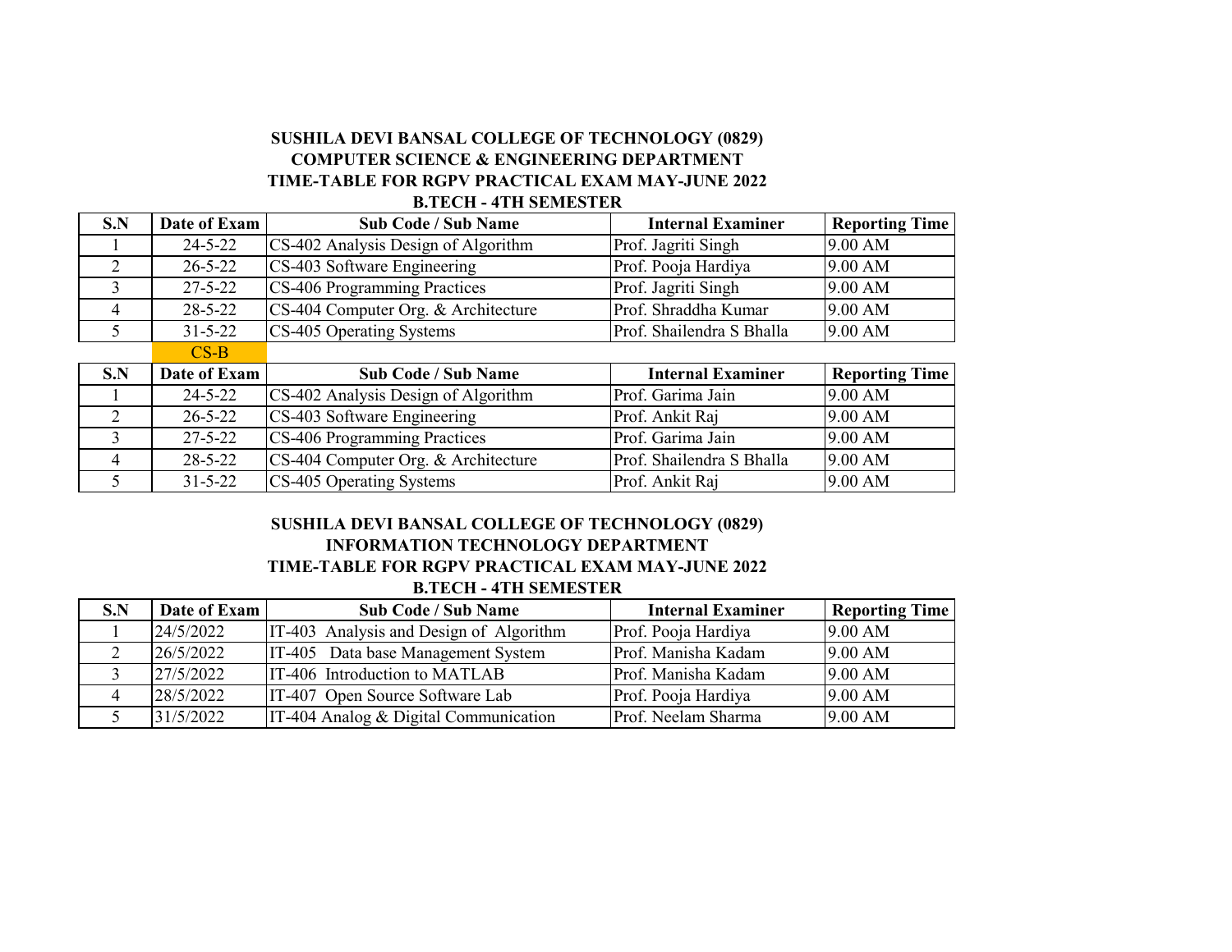**SUSHILA DEVI BANSAL COLLEGE OF TECHNOLOGY (0829)**
**COMPUTER SCIENCE & ENGINEERING DEPARTMENT**
**TIME-TABLE FOR RGPV PRACTICAL EXAM MAY-JUNE 2022**
**B.TECH - 4TH SEMESTER**

| S.N | Date of Exam | Sub Code / Sub Name | Internal Examiner | Reporting Time |
|---|---|---|---|---|
| 1 | 24-5-22 | CS-402 Analysis Design of Algorithm | Prof. Jagriti Singh | 9.00 AM |
| 2 | 26-5-22 | CS-403 Software Engineering | Prof. Pooja Hardiya | 9.00 AM |
| 3 | 27-5-22 | CS-406 Programming Practices | Prof. Jagriti Singh | 9.00 AM |
| 4 | 28-5-22 | CS-404 Computer Org. & Architecture | Prof. Shraddha Kumar | 9.00 AM |
| 5 | 31-5-22 | CS-405 Operating Systems | Prof. Shailendra S Bhalla | 9.00 AM |

CS-B

| S.N | Date of Exam | Sub Code / Sub Name | Internal Examiner | Reporting Time |
|---|---|---|---|---|
| 1 | 24-5-22 | CS-402 Analysis Design of Algorithm | Prof. Garima Jain | 9.00 AM |
| 2 | 26-5-22 | CS-403 Software Engineering | Prof. Ankit Raj | 9.00 AM |
| 3 | 27-5-22 | CS-406 Programming Practices | Prof. Garima Jain | 9.00 AM |
| 4 | 28-5-22 | CS-404 Computer Org. & Architecture | Prof. Shailendra S Bhalla | 9.00 AM |
| 5 | 31-5-22 | CS-405 Operating Systems | Prof. Ankit Raj | 9.00 AM |

**SUSHILA DEVI BANSAL COLLEGE OF TECHNOLOGY (0829)**
**INFORMATION TECHNOLOGY DEPARTMENT**
**TIME-TABLE FOR RGPV PRACTICAL EXAM MAY-JUNE 2022**
**B.TECH - 4TH SEMESTER**

| S.N | Date of Exam | Sub Code / Sub Name | Internal Examiner | Reporting Time |
|---|---|---|---|---|
| 1 | 24/5/2022 | IT-403 Analysis and Design of Algorithm | Prof. Pooja Hardiya | 9.00 AM |
| 2 | 26/5/2022 | IT-405 Data base Management System | Prof. Manisha Kadam | 9.00 AM |
| 3 | 27/5/2022 | IT-406 Introduction to MATLAB | Prof. Manisha Kadam | 9.00 AM |
| 4 | 28/5/2022 | IT-407 Open Source Software Lab | Prof. Pooja Hardiya | 9.00 AM |
| 5 | 31/5/2022 | IT-404 Analog & Digital Communication | Prof. Neelam Sharma | 9.00 AM |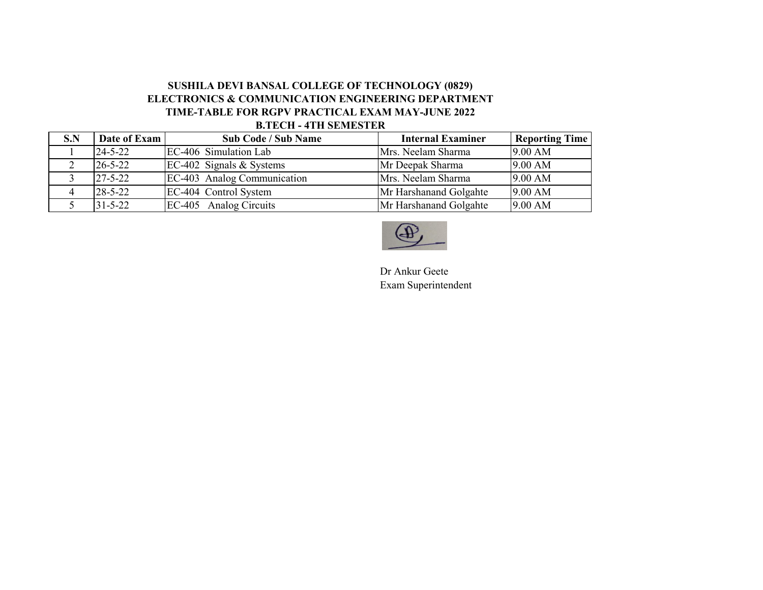**SUSHILA DEVI BANSAL COLLEGE OF TECHNOLOGY (0829)**
**ELECTRONICS & COMMUNICATION ENGINEERING DEPARTMENT**
**TIME-TABLE FOR RGPV PRACTICAL EXAM MAY-JUNE 2022**
**B.TECH - 4TH SEMESTER**

| S.N | Date of Exam | Sub Code / Sub Name | Internal Examiner | Reporting Time |
|---|---|---|---|---|
| 1 | 24-5-22 | EC-406 Simulation Lab | Mrs. Neelam Sharma | 9.00 AM |
| 2 | 26-5-22 | EC-402 Signals & Systems | Mr Deepak Sharma | 9.00 AM |
| 3 | 27-5-22 | EC-403 Analog Communication | Mrs. Neelam Sharma | 9.00 AM |
| 4 | 28-5-22 | EC-404 Control System | Mr Harshanand Golgahte | 9.00 AM |
| 5 | 31-5-22 | EC-405 Analog Circuits | Mr Harshanand Golgahte | 9.00 AM |

Dr Ankur Geete
Exam Superintendent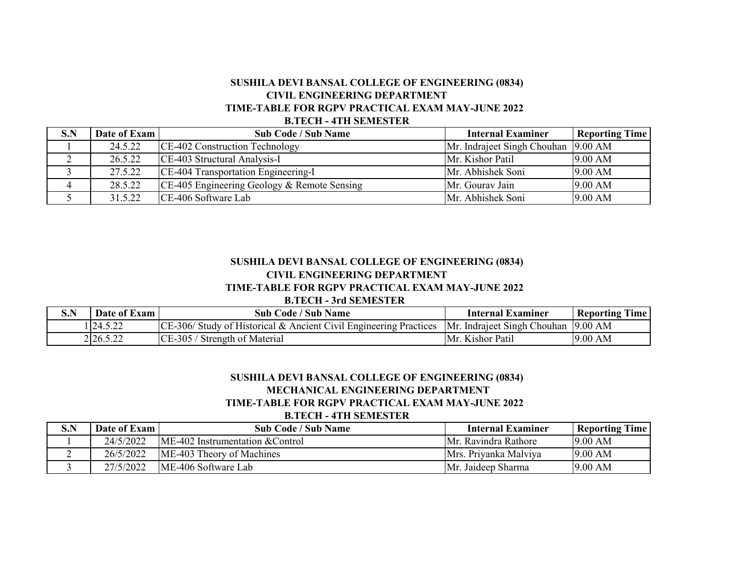**SUSHILA DEVI BANSAL COLLEGE OF ENGINEERING (0834)**
**CIVIL ENGINEERING DEPARTMENT**
**TIME-TABLE FOR RGPV PRACTICAL EXAM MAY-JUNE 2022**
**B.TECH - 4TH SEMESTER**

| S.N | Date of Exam | Sub Code / Sub Name | Internal Examiner | Reporting Time |
|---|---|---|---|---|
| 1 | 24.5.22 | CE-402 Construction Technology | Mr. Indrajeet Singh Chouhan | 9.00 AM |
| 2 | 26.5.22 | CE-403 Structural Analysis-I | Mr. Kishor Patil | 9.00 AM |
| 3 | 27.5.22 | CE-404 Transportation Engineering-I | Mr. Abhishek Soni | 9.00 AM |
| 4 | 28.5.22 | CE-405 Engineering Geology & Remote Sensing | Mr. Gourav Jain | 9.00 AM |
| 5 | 31.5.22 | CE-406 Software Lab | Mr. Abhishek Soni | 9.00 AM |

**SUSHILA DEVI BANSAL COLLEGE OF ENGINEERING (0834)**
**CIVIL ENGINEERING DEPARTMENT**
**TIME-TABLE FOR RGPV PRACTICAL EXAM MAY-JUNE 2022**
**B.TECH - 3rd SEMESTER**

| S.N | Date of Exam | Sub Code / Sub Name | Internal Examiner | Reporting Time |
|---|---|---|---|---|
| 1 | 24.5.22 | CE-306/ Study of Historical & Ancient Civil Engineering Practices | Mr. Indrajeet Singh Chouhan | 9.00 AM |
| 2 | 26.5.22 | CE-305 / Strength of Material | Mr. Kishor Patil | 9.00 AM |

**SUSHILA DEVI BANSAL COLLEGE OF ENGINEERING (0834)**
**MECHANICAL ENGINEERING DEPARTMENT**
**TIME-TABLE FOR RGPV PRACTICAL EXAM MAY-JUNE 2022**
**B.TECH - 4TH SEMESTER**

| S.N | Date of Exam | Sub Code / Sub Name | Internal Examiner | Reporting Time |
|---|---|---|---|---|
| 1 | 24/5/2022 | ME-402 Instrumentation &Control | Mr. Ravindra Rathore | 9.00 AM |
| 2 | 26/5/2022 | ME-403 Theory of Machines | Mrs. Priyanka Malviya | 9.00 AM |
| 3 | 27/5/2022 | ME-406 Software Lab | Mr. Jaideep Sharma | 9.00 AM |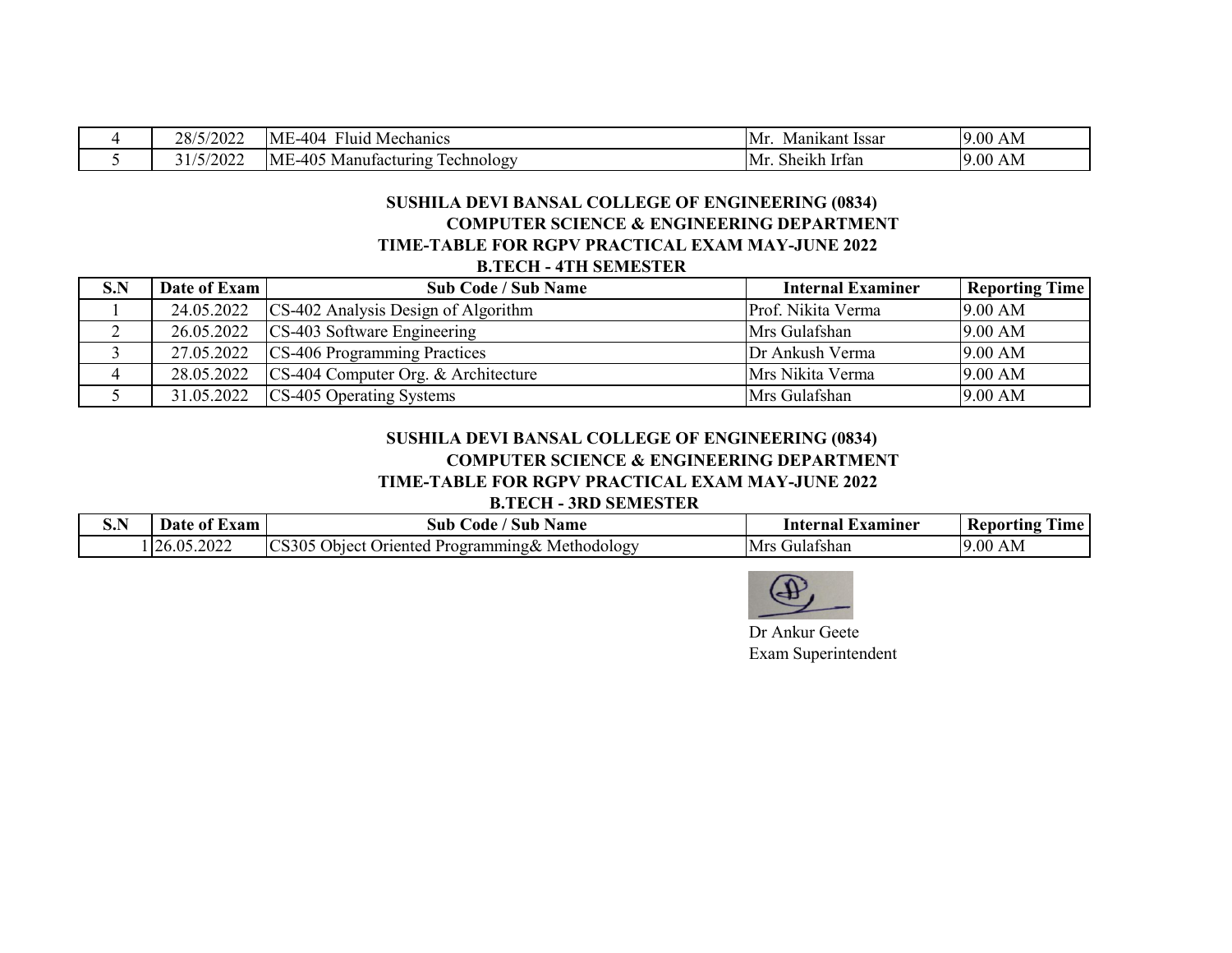| | | | | |
|---|---|---|---|---|
| 4 | 28/5/2022 | ME-404 Fluid Mechanics | Mr. Manikant Issar | 9.00 AM |
| 5 | 31/5/2022 | ME-405 Manufacturing Technology | Mr. Sheikh Irfan | 9.00 AM |

**SUSHILA DEVI BANSAL COLLEGE OF ENGINEERING (0834)**

**COMPUTER SCIENCE & ENGINEERING DEPARTMENT**

**TIME-TABLE FOR RGPV PRACTICAL EXAM MAY-JUNE 2022**

**B.TECH - 4TH SEMESTER**

| S.N | Date of Exam | Sub Code / Sub Name | Internal Examiner | Reporting Time |
|---|---|---|---|---|
| 1 | 24.05.2022 | CS-402 Analysis Design of Algorithm | Prof. Nikita Verma | 9.00 AM |
| 2 | 26.05.2022 | CS-403 Software Engineering | Mrs Gulafshan | 9.00 AM |
| 3 | 27.05.2022 | CS-406 Programming Practices | Dr Ankush Verma | 9.00 AM |
| 4 | 28.05.2022 | CS-404 Computer Org. & Architecture | Mrs Nikita Verma | 9.00 AM |
| 5 | 31.05.2022 | CS-405 Operating Systems | Mrs Gulafshan | 9.00 AM |

**SUSHILA DEVI BANSAL COLLEGE OF ENGINEERING (0834)**

**COMPUTER SCIENCE & ENGINEERING DEPARTMENT**

**TIME-TABLE FOR RGPV PRACTICAL EXAM MAY-JUNE 2022**

**B.TECH - 3RD SEMESTER**

| S.N | Date of Exam | Sub Code / Sub Name | Internal Examiner | Reporting Time |
|---|---|---|---|---|
| 1 | 26.05.2022 | CS305 Object Oriented Programming& Methodology | Mrs Gulafshan | 9.00 AM |

Dr Ankur Geete

Exam Superintendent